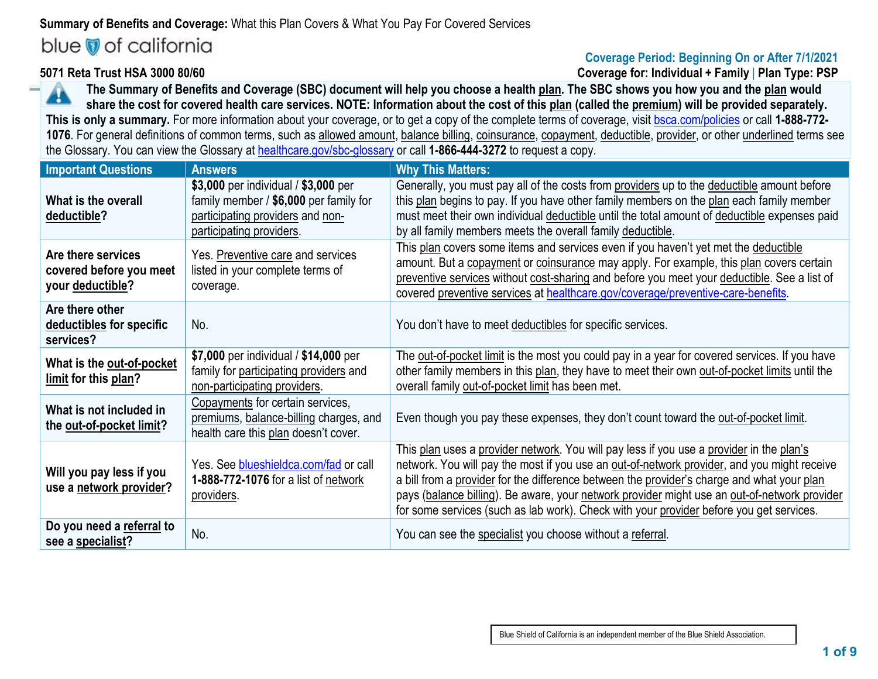**Summary of Benefits and Coverage:** What this Plan Covers & What You Pay For Covered Services

blue of california

**Coverage Period: Beginning On or After 7/1/2021**

**5071 Reta Trust HSA 3000 80/60**

**Coverage for: Individual + Family | Plan Type: PSP**

**The Summary of Benefits and Coverage (SBC) document will help you choose a health plan. The SBC shows you how you and the plan would share the cost for covered health care services. NOTE: Information about the cost of this plan (called the premium) will be provided separately. This is only a summary.** For more information about your coverage, or to get a copy of the complete terms of coverage, visit bsca.com/policies or call **1-888-772-1076**. For general definitions of common terms, such as allowed amount, balance billing, coinsurance, copayment, deductible, provider, or other underlined terms see the Glossary. You can view the Glossary at healthcare.gov/sbc-glossary or call **1-866-444-3272** to request a copy.

| Important Questions | Answers | Why This Matters: |
|---|---|---|
| **What is the overall deductible?** | **$3,000** per individual / **$3,000** per family member / **$6,000** per family for participating providers and non-participating providers. | Generally, you must pay all of the costs from providers up to the deductible amount before this plan begins to pay. If you have other family members on the plan each family member must meet their own individual deductible until the total amount of deductible expenses paid by all family members meets the overall family deductible. |
| **Are there services covered before you meet your deductible?** | Yes. Preventive care and services listed in your complete terms of coverage. | This plan covers some items and services even if you haven't yet met the deductible amount. But a copayment or coinsurance may apply. For example, this plan covers certain preventive services without cost-sharing and before you meet your deductible. See a list of covered preventive services at healthcare.gov/coverage/preventive-care-benefits. |
| **Are there other deductibles for specific services?** | No. | You don't have to meet deductibles for specific services. |
| **What is the out-of-pocket limit for this plan?** | **$7,000** per individual / **$14,000** per family for participating providers and non-participating providers. | The out-of-pocket limit is the most you could pay in a year for covered services. If you have other family members in this plan, they have to meet their own out-of-pocket limits until the overall family out-of-pocket limit has been met. |
| **What is not included in the out-of-pocket limit?** | Copayments for certain services, premiums, balance-billing charges, and health care this plan doesn't cover. | Even though you pay these expenses, they don't count toward the out-of-pocket limit. |
| **Will you pay less if you use a network provider?** | Yes. See blueshieldca.com/fad or call **1-888-772-1076** for a list of network providers. | This plan uses a provider network. You will pay less if you use a provider in the plan's network. You will pay the most if you use an out-of-network provider, and you might receive a bill from a provider for the difference between the provider's charge and what your plan pays (balance billing). Be aware, your network provider might use an out-of-network provider for some services (such as lab work). Check with your provider before you get services. |
| **Do you need a referral to see a specialist?** | No. | You can see the specialist you choose without a referral. |

Blue Shield of California is an independent member of the Blue Shield Association.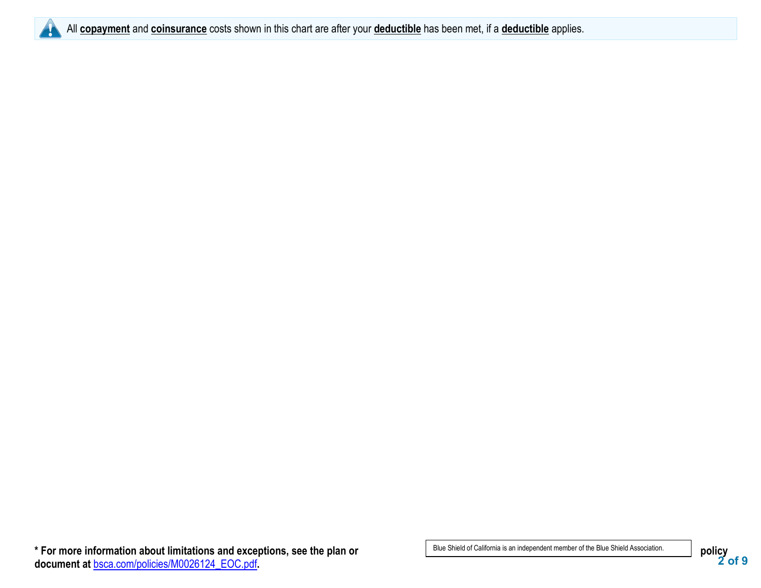All **copayment** and **coinsurance** costs shown in this chart are after your **deductible** has been met, if a **deductible** applies.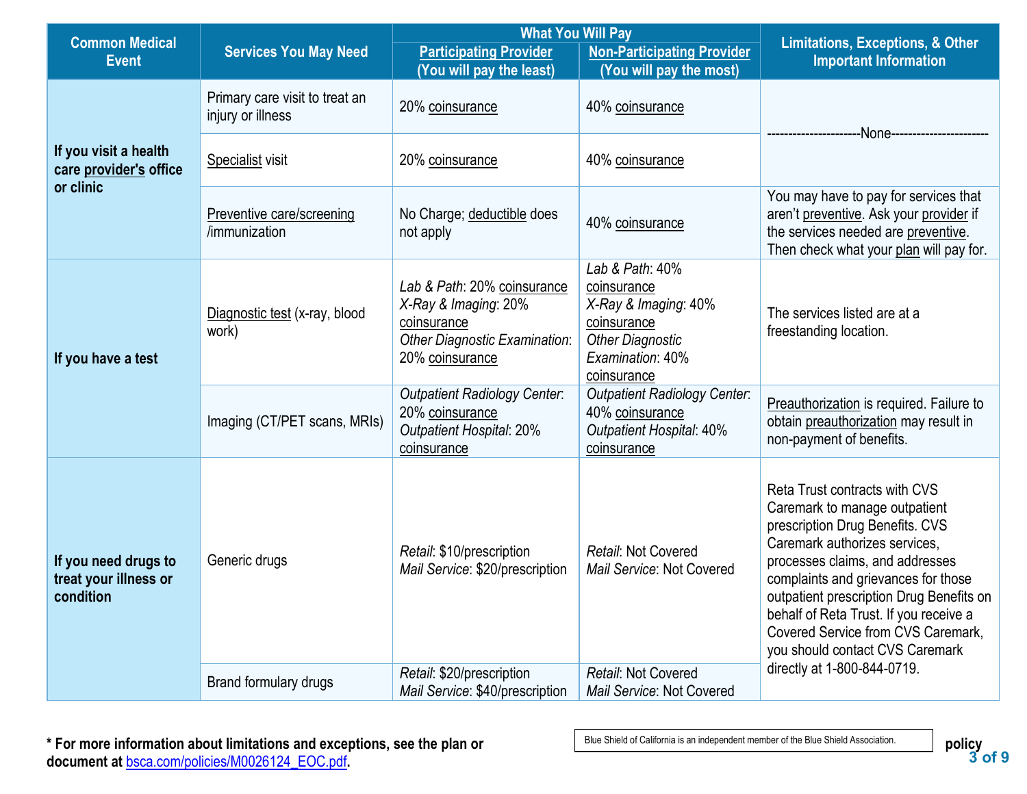| Common Medical Event | Services You May Need | What You Will Pay | | Limitations, Exceptions, & Other Important Information |
|---|---|---|---|---|
| | | Participating Provider (You will pay the least) | Non-Participating Provider (You will pay the most) | |
| If you visit a health care provider's office or clinic | Primary care visit to treat an injury or illness | 20% coinsurance | 40% coinsurance | ---------------------None---------------------- |
| | Specialist visit | 20% coinsurance | 40% coinsurance | |
| | Preventive care/screening /immunization | No Charge; deductible does not apply | 40% coinsurance | You may have to pay for services that aren't preventive. Ask your provider if the services needed are preventive. Then check what your plan will pay for. |
| If you have a test | Diagnostic test (x-ray, blood work) | *Lab & Path*: 20% coinsurance<br>*X-Ray & Imaging*: 20% coinsurance<br>*Other Diagnostic Examination*: 20% coinsurance | *Lab & Path*: 40% coinsurance<br>*X-Ray & Imaging*: 40% coinsurance<br>*Other Diagnostic Examination*: 40% coinsurance | The services listed are at a freestanding location. |
| | Imaging (CT/PET scans, MRIs) | *Outpatient Radiology Center*: 20% coinsurance<br>*Outpatient Hospital*: 20% coinsurance | *Outpatient Radiology Center*: 40% coinsurance<br>*Outpatient Hospital*: 40% coinsurance | Preauthorization is required. Failure to obtain preauthorization may result in non-payment of benefits. |
| If you need drugs to treat your illness or condition | Generic drugs | *Retail*: $10/prescription<br>*Mail Service*: $20/prescription | *Retail*: Not Covered<br>*Mail Service*: Not Covered | Reta Trust contracts with CVS Caremark to manage outpatient prescription Drug Benefits. CVS Caremark authorizes services, processes claims, and addresses complaints and grievances for those outpatient prescription Drug Benefits on behalf of Reta Trust. If you receive a Covered Service from CVS Caremark, you should contact CVS Caremark directly at 1-800-844-0719. |
| | Brand formulary drugs | *Retail*: $20/prescription<br>*Mail Service*: $40/prescription | *Retail*: Not Covered<br>*Mail Service*: Not Covered | |

**\* For more information about limitations and exceptions, see the plan or policy document at bsca.com/policies/M0026124_EOC.pdf.**

Blue Shield of California is an independent member of the Blue Shield Association.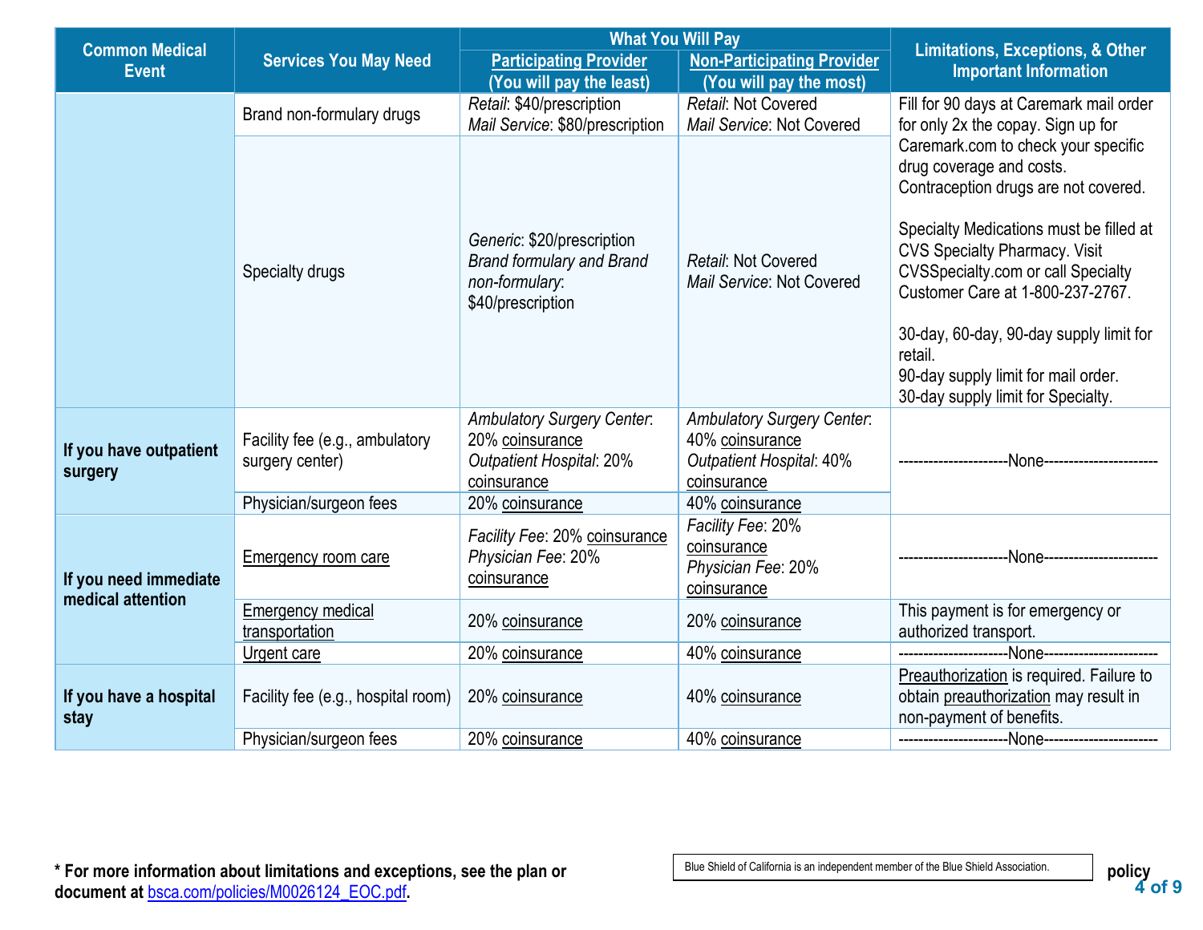| Common Medical Event | Services You May Need | What You Will Pay | | Limitations, Exceptions, & Other Important Information |
|---|---|---|---|---|
| | | Participating Provider (You will pay the least) | Non-Participating Provider (You will pay the most) | |
| | Brand non-formulary drugs | *Retail*: $40/prescription *Mail Service*: $80/prescription | *Retail*: Not Covered *Mail Service*: Not Covered | Fill for 90 days at Caremark mail order for only 2x the copay. Sign up for Caremark.com to check your specific drug coverage and costs. Contraception drugs are not covered. Specialty Medications must be filled at CVS Specialty Pharmacy. Visit CVSSpecialty.com or call Specialty Customer Care at 1-800-237-2767. 30-day, 60-day, 90-day supply limit for retail. 90-day supply limit for mail order. 30-day supply limit for Specialty. |
| | Specialty drugs | *Generic*: $20/prescription *Brand formulary and Brand non-formulary*: $40/prescription | *Retail*: Not Covered *Mail Service*: Not Covered | |
| **If you have outpatient surgery** | Facility fee (e.g., ambulatory surgery center) | *Ambulatory Surgery Center*: 20% coinsurance *Outpatient Hospital*: 20% coinsurance | *Ambulatory Surgery Center*: 40% coinsurance *Outpatient Hospital*: 40% coinsurance | ----------------------None---------------------- |
| | Physician/surgeon fees | 20% coinsurance | 40% coinsurance | |
| **If you need immediate medical attention** | Emergency room care | *Facility Fee*: 20% coinsurance *Physician Fee*: 20% coinsurance | *Facility Fee*: 20% coinsurance *Physician Fee*: 20% coinsurance | ----------------------None---------------------- |
| | Emergency medical transportation | 20% coinsurance | 20% coinsurance | This payment is for emergency or authorized transport. |
| | Urgent care | 20% coinsurance | 40% coinsurance | ----------------------None---------------------- |
| **If you have a hospital stay** | Facility fee (e.g., hospital room) | 20% coinsurance | 40% coinsurance | Preauthorization is required. Failure to obtain preauthorization may result in non-payment of benefits. |
| | Physician/surgeon fees | 20% coinsurance | 40% coinsurance | ----------------------None---------------------- |

**\* For more information about limitations and exceptions, see the plan or policy document at bsca.com/policies/M0026124_EOC.pdf.**

Blue Shield of California is an independent member of the Blue Shield Association.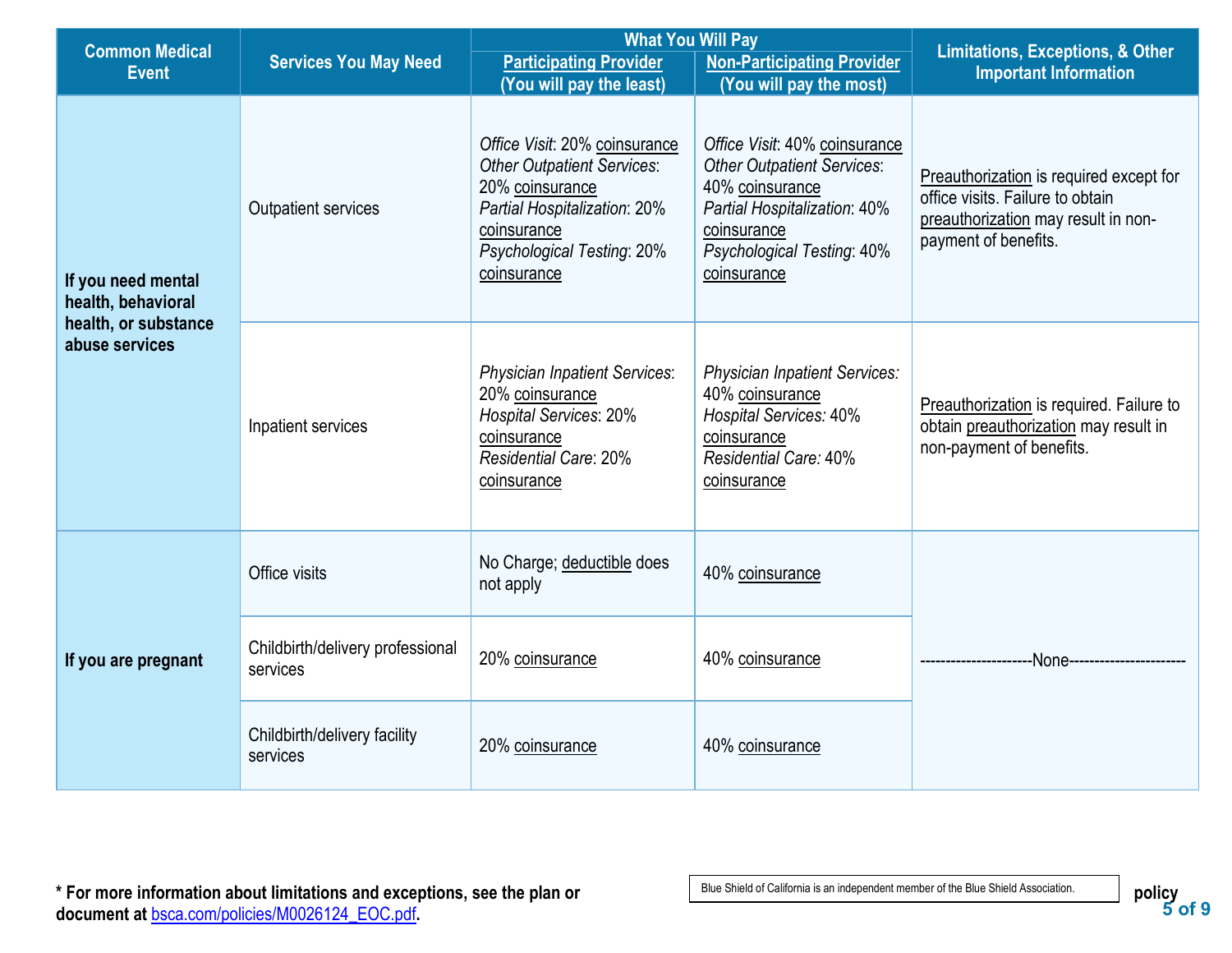| Common Medical Event | Services You May Need | What You Will Pay | | Limitations, Exceptions, & Other Important Information |
|---|---|---|---|---|
| | | Participating Provider (You will pay the least) | Non-Participating Provider (You will pay the most) | |
| If you need mental health, behavioral health, or substance abuse services | Outpatient services | *Office Visit*: 20% coinsurance<br>*Other Outpatient Services*: 20% coinsurance<br>*Partial Hospitalization*: 20% coinsurance<br>*Psychological Testing*: 20% coinsurance | *Office Visit*: 40% coinsurance<br>*Other Outpatient Services*: 40% coinsurance<br>*Partial Hospitalization*: 40% coinsurance<br>*Psychological Testing*: 40% coinsurance | Preauthorization is required except for office visits. Failure to obtain preauthorization may result in non-payment of benefits. |
| | Inpatient services | *Physician Inpatient Services*: 20% coinsurance<br>*Hospital Services*: 20% coinsurance<br>*Residential Care*: 20% coinsurance | *Physician Inpatient Services:* 40% coinsurance<br>*Hospital Services:* 40% coinsurance<br>*Residential Care:* 40% coinsurance | Preauthorization is required. Failure to obtain preauthorization may result in non-payment of benefits. |
| If you are pregnant | Office visits | No Charge; deductible does not apply | 40% coinsurance | ---------------------None---------------------- |
| | Childbirth/delivery professional services | 20% coinsurance | 40% coinsurance | |
| | Childbirth/delivery facility services | 20% coinsurance | 40% coinsurance | |

**\* For more information about limitations and exceptions, see the plan or policy document at [bsca.com/policies/M0026124_EOC.pdf](bsca.com/policies/M0026124_EOC.pdf).**

Blue Shield of California is an independent member of the Blue Shield Association.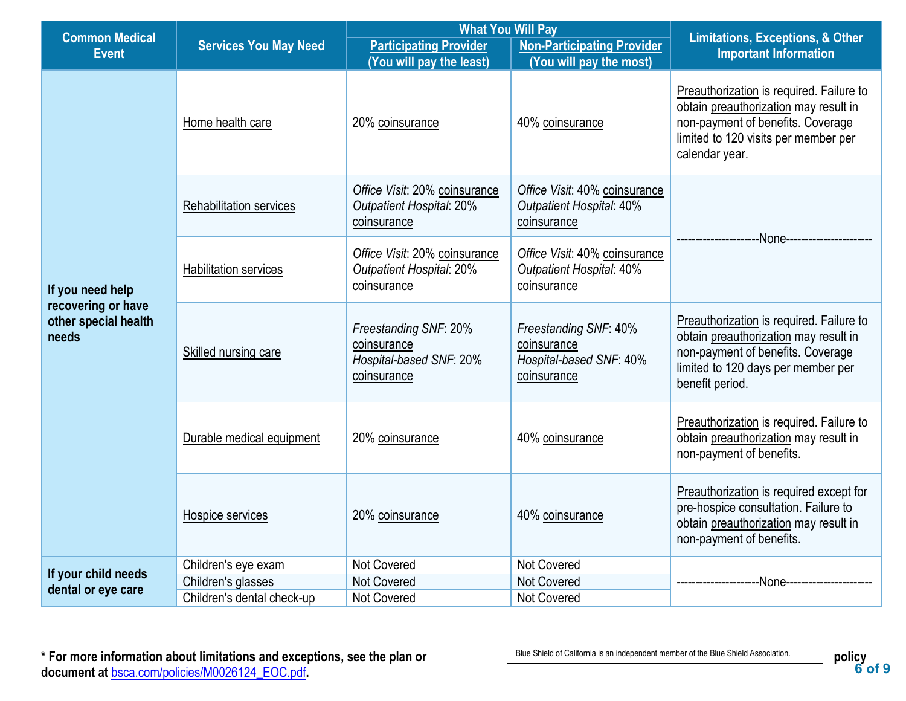| Common Medical Event | Services You May Need | What You Will Pay | | Limitations, Exceptions, & Other Important Information |
|---|---|---|---|---|
| | | Participating Provider (You will pay the least) | Non-Participating Provider (You will pay the most) | |
| If you need help recovering or have other special health needs | Home health care | 20% coinsurance | 40% coinsurance | Preauthorization is required. Failure to obtain preauthorization may result in non-payment of benefits. Coverage limited to 120 visits per member per calendar year. |
| | Rehabilitation services | *Office Visit*: 20% coinsurance *Outpatient Hospital*: 20% coinsurance | *Office Visit*: 40% coinsurance *Outpatient Hospital*: 40% coinsurance | ---------------------None---------------------- |
| | Habilitation services | *Office Visit*: 20% coinsurance *Outpatient Hospital*: 20% coinsurance | *Office Visit*: 40% coinsurance *Outpatient Hospital*: 40% coinsurance | |
| | Skilled nursing care | *Freestanding SNF*: 20% coinsurance *Hospital-based SNF*: 20% coinsurance | *Freestanding SNF*: 40% coinsurance *Hospital-based SNF*: 40% coinsurance | Preauthorization is required. Failure to obtain preauthorization may result in non-payment of benefits. Coverage limited to 120 days per member per benefit period. |
| | Durable medical equipment | 20% coinsurance | 40% coinsurance | Preauthorization is required. Failure to obtain preauthorization may result in non-payment of benefits. |
| | Hospice services | 20% coinsurance | 40% coinsurance | Preauthorization is required except for pre-hospice consultation. Failure to obtain preauthorization may result in non-payment of benefits. |
| If your child needs dental or eye care | Children's eye exam | Not Covered | Not Covered | ---------------------None---------------------- |
| | Children's glasses | Not Covered | Not Covered | |
| | Children's dental check-up | Not Covered | Not Covered | |

**\* For more information about limitations and exceptions, see the plan or policy document at bsca.com/policies/M0026124_EOC.pdf.**

Blue Shield of California is an independent member of the Blue Shield Association.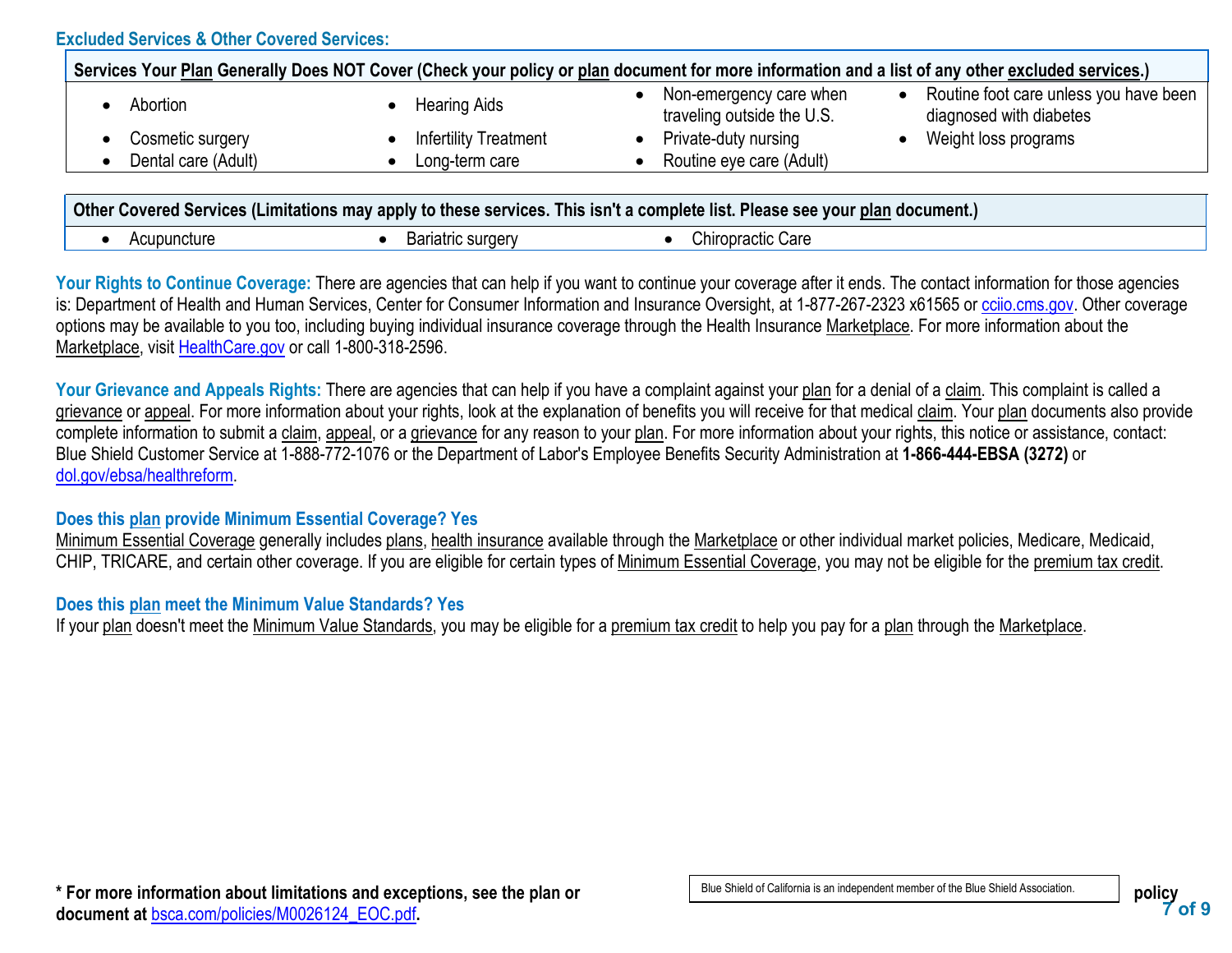## Excluded Services & Other Covered Services:

**Services Your Plan Generally Does NOT Cover (Check your policy or plan document for more information and a list of any other excluded services.)**

- Abortion
- Cosmetic surgery
- Dental care (Adult)
- Hearing Aids
- Infertility Treatment
- Long-term care
- Non-emergency care when traveling outside the U.S.
- Private-duty nursing
- Routine eye care (Adult)
- Routine foot care unless you have been diagnosed with diabetes
- Weight loss programs

**Other Covered Services (Limitations may apply to these services. This isn't a complete list. Please see your plan document.)**

- Acupuncture
- Bariatric surgery
- Chiropractic Care

**Your Rights to Continue Coverage:** There are agencies that can help if you want to continue your coverage after it ends. The contact information for those agencies is: Department of Health and Human Services, Center for Consumer Information and Insurance Oversight, at 1-877-267-2323 x61565 or cciio.cms.gov. Other coverage options may be available to you too, including buying individual insurance coverage through the Health Insurance Marketplace. For more information about the Marketplace, visit HealthCare.gov or call 1-800-318-2596.

**Your Grievance and Appeals Rights:** There are agencies that can help if you have a complaint against your plan for a denial of a claim. This complaint is called a grievance or appeal. For more information about your rights, look at the explanation of benefits you will receive for that medical claim. Your plan documents also provide complete information to submit a claim, appeal, or a grievance for any reason to your plan. For more information about your rights, this notice or assistance, contact: Blue Shield Customer Service at 1-888-772-1076 or the Department of Labor's Employee Benefits Security Administration at **1-866-444-EBSA (3272)** or dol.gov/ebsa/healthreform.

### Does this plan provide Minimum Essential Coverage? Yes

Minimum Essential Coverage generally includes plans, health insurance available through the Marketplace or other individual market policies, Medicare, Medicaid, CHIP, TRICARE, and certain other coverage. If you are eligible for certain types of Minimum Essential Coverage, you may not be eligible for the premium tax credit.

### Does this plan meet the Minimum Value Standards? Yes

If your plan doesn't meet the Minimum Value Standards, you may be eligible for a premium tax credit to help you pay for a plan through the Marketplace.

**\* For more information about limitations and exceptions, see the plan or policy document at bsca.com/policies/M0026124_EOC.pdf.**

Blue Shield of California is an independent member of the Blue Shield Association.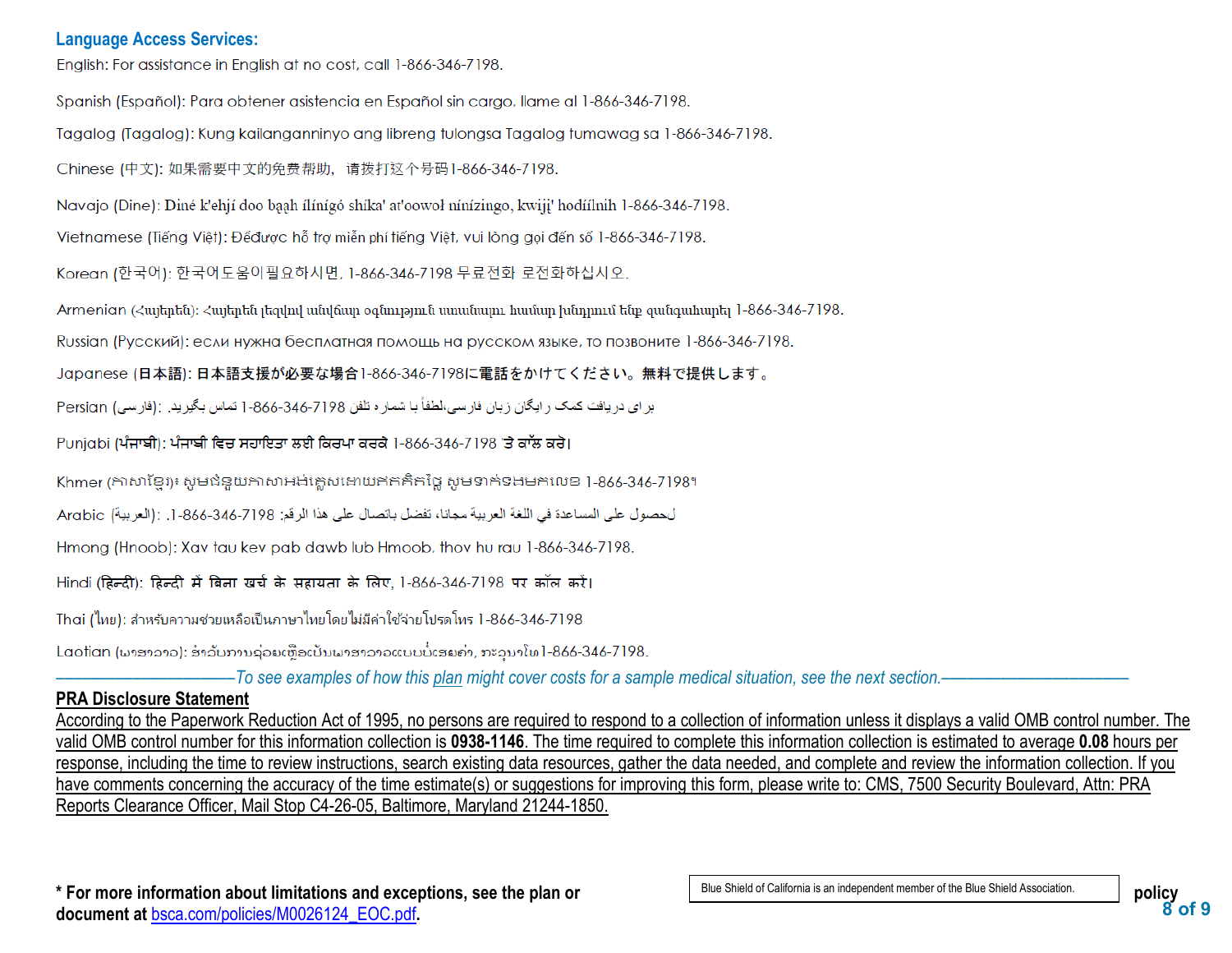## Language Access Services:

English: For assistance in English at no cost, call 1-866-346-7198.

Spanish (Español): Para obtener asistencia en Español sin cargo, llame al 1-866-346-7198.

Tagalog (Tagalog): Kung kailanganninyo ang libreng tulongsa Tagalog tumawag sa 1-866-346-7198.

Chinese (中文): 如果需要中文的免费帮助，请拨打这个号码1-866-346-7198.

Navajo (Dine): Diné k'ehjí doo baah ílínígó shíka' at'oowoł nínízingo, kwiijį' hodíílnih 1-866-346-7198.

Vietnamese (Tiếng Việt): Đểđược hỗ trợ miễn phí tiếng Việt, vui lòng gọi đến số 1-866-346-7198.

Korean (한국어): 한국어도움이 필요하시면, 1-866-346-7198 무료전화 로전화하십시오.

Armenian (Հայերեն): Հայերեն լեզվով անվճար օգնություն ստանալու համար խնդրում ենք զանգահարել 1-866-346-7198.

Russian (Русский): если нужна бесплатная помощь на русском языке, то позвоните 1-866-346-7198.

Japanese (日本語): 日本語支援が必要な場合1-866-346-7198に電話をかけてください。無料で提供します。

Persian (فارسی): برای دریافت کمک رایگان زبان فارسی،لطفاً با شماره تلفن 1-866-346-7198 تماس بگیرید.

Punjabi (ਪੰਜਾਬੀ): ਪੰਜਾਬੀ ਵਿਚ ਸਹਾਇਤਾ ਲਈ ਕਿਰਪਾ ਕਰਕੇ 1-866-346-7198 'ਤੇ ਕਾੱਲ ਕਰੋ।

Khmer (ភាសាខ្មែរ)៖ សូមជំនួយភាសាអង់គ្លេសដោយឥតគិតថ្លៃ សូមទាក់ទងមកលេខ 1-866-346-7198។

Arabic (العربية): للحصول على المساعدة في اللغة العربية مجانا، تفضل بالاتصال على هذا الرقم: 1-866-346-7198.

Hmong (Hnoob): Xav tau kev pab dawb lub Hmoob, thov hu rau 1-866-346-7198.

Hindi (हिन्दी): हिन्दी में बिना खर्च के सहायता के लिए, 1-866-346-7198 पर कॉल करें।

Thai (ไทย): สำหรับความช่วยเหลือเป็นภาษาไทยโดยไม่มีค่าใช้จ่ายโปรดโทร 1-866-346-7198

Laotian (ພາສາລາວ): ສຳລັບການຊ່ວຍເຫຼືອເປັນພາສາລາວແບບບໍ່ເສຍຄ່າ, ກະລຸນາໂທ 1-866-346-7198.

*To see examples of how this plan might cover costs for a sample medical situation, see the next section.*

**PRA Disclosure Statement**

According to the Paperwork Reduction Act of 1995, no persons are required to respond to a collection of information unless it displays a valid OMB control number. The valid OMB control number for this information collection is **0938-1146**. The time required to complete this information collection is estimated to average **0.08** hours per response, including the time to review instructions, search existing data resources, gather the data needed, and complete and review the information collection. If you have comments concerning the accuracy of the time estimate(s) or suggestions for improving this form, please write to: CMS, 7500 Security Boulevard, Attn: PRA Reports Clearance Officer, Mail Stop C4-26-05, Baltimore, Maryland 21244-1850.

**\* For more information about limitations and exceptions, see the plan or policy document at bsca.com/policies/M0026124_EOC.pdf.**

Blue Shield of California is an independent member of the Blue Shield Association.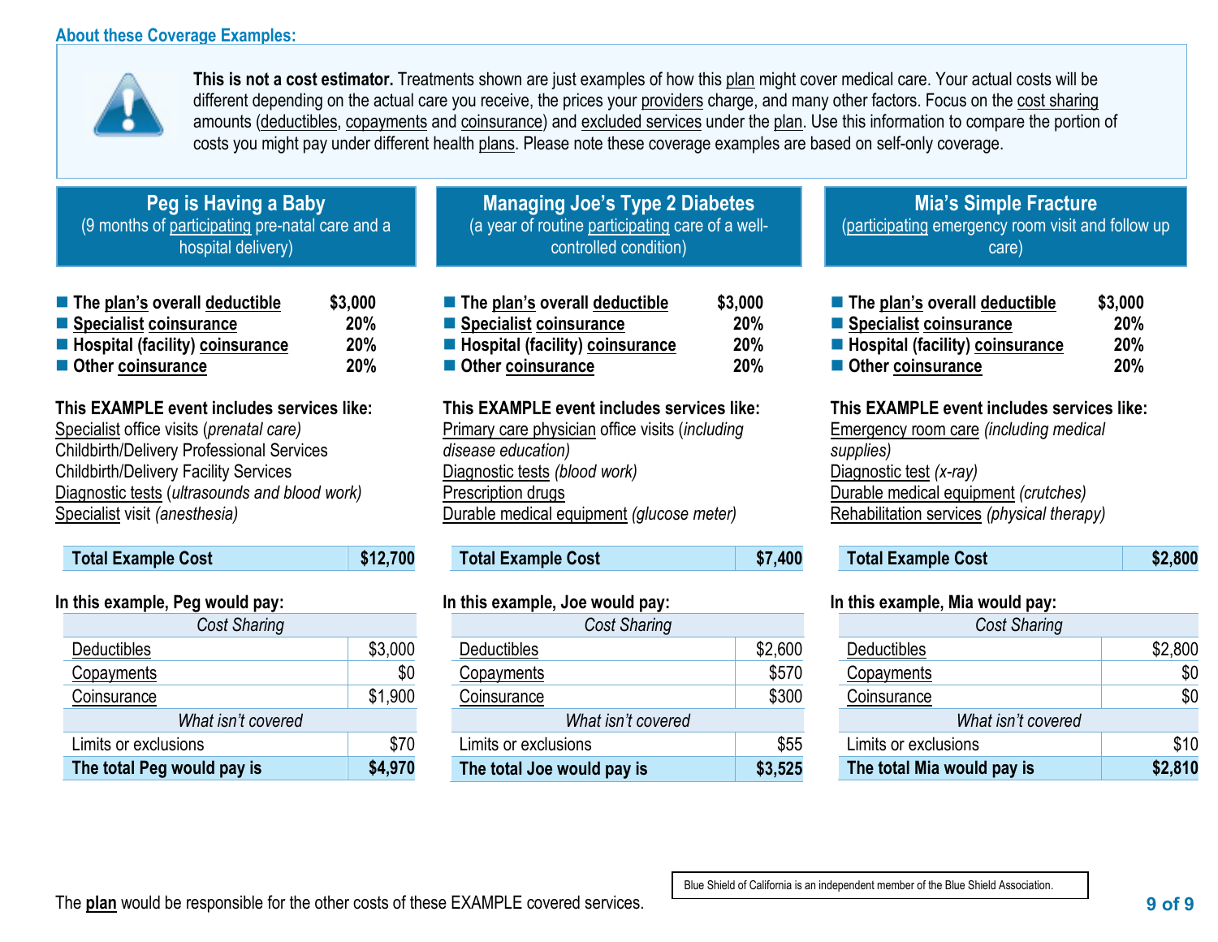## About these Coverage Examples:

**This is not a cost estimator.** Treatments shown are just examples of how this plan might cover medical care. Your actual costs will be different depending on the actual care you receive, the prices your providers charge, and many other factors. Focus on the cost sharing amounts (deductibles, copayments and coinsurance) and excluded services under the plan. Use this information to compare the portion of costs you might pay under different health plans. Please note these coverage examples are based on self-only coverage.

### Peg is Having a Baby

(9 months of participating pre-natal care and a hospital delivery)

- **The plan's overall deductible** $3,000
- **Specialist coinsurance** 20%
- **Hospital (facility) coinsurance** 20%
- **Other coinsurance** 20%

**This EXAMPLE event includes services like:**
Specialist office visits (*prenatal care)*
Childbirth/Delivery Professional Services
Childbirth/Delivery Facility Services
Diagnostic tests (*ultrasounds and blood work)*
Specialist visit *(anesthesia)*

| | |
|---|---|
| **Total Example Cost** | **$12,700** |

**In this example, Peg would pay:**

| *Cost Sharing* | |
|---|---|
| Deductibles | $3,000 |
| Copayments | $0 |
| Coinsurance | $1,900 |
| *What isn't covered* | |
| Limits or exclusions | $70 |
| **The total Peg would pay is** | **$4,970** |

### Managing Joe's Type 2 Diabetes

(a year of routine participating care of a well-controlled condition)

- **The plan's overall deductible** $3,000
- **Specialist coinsurance** 20%
- **Hospital (facility) coinsurance** 20%
- **Other coinsurance** 20%

**This EXAMPLE event includes services like:**
Primary care physician office visits (*including disease education)*
Diagnostic tests *(blood work)*
Prescription drugs
Durable medical equipment *(glucose meter)*

| | |
|---|---|
| **Total Example Cost** | **$7,400** |

**In this example, Joe would pay:**

| *Cost Sharing* | |
|---|---|
| Deductibles | $2,600 |
| Copayments | $570 |
| Coinsurance | $300 |
| *What isn't covered* | |
| Limits or exclusions | $55 |
| **The total Joe would pay is** | **$3,525** |

### Mia's Simple Fracture

(participating emergency room visit and follow up care)

- **The plan's overall deductible** $3,000
- **Specialist coinsurance** 20%
- **Hospital (facility) coinsurance** 20%
- **Other coinsurance** 20%

**This EXAMPLE event includes services like:**
Emergency room care *(including medical supplies)*
Diagnostic test *(x-ray)*
Durable medical equipment *(crutches)*
Rehabilitation services *(physical therapy)*

| | |
|---|---|
| **Total Example Cost** | **$2,800** |

**In this example, Mia would pay:**

| *Cost Sharing* | |
|---|---|
| Deductibles | $2,800 |
| Copayments | $0 |
| Coinsurance | $0 |
| *What isn't covered* | |
| Limits or exclusions | $10 |
| **The total Mia would pay is** | **$2,810** |

The **plan** would be responsible for the other costs of these EXAMPLE covered services.

Blue Shield of California is an independent member of the Blue Shield Association.